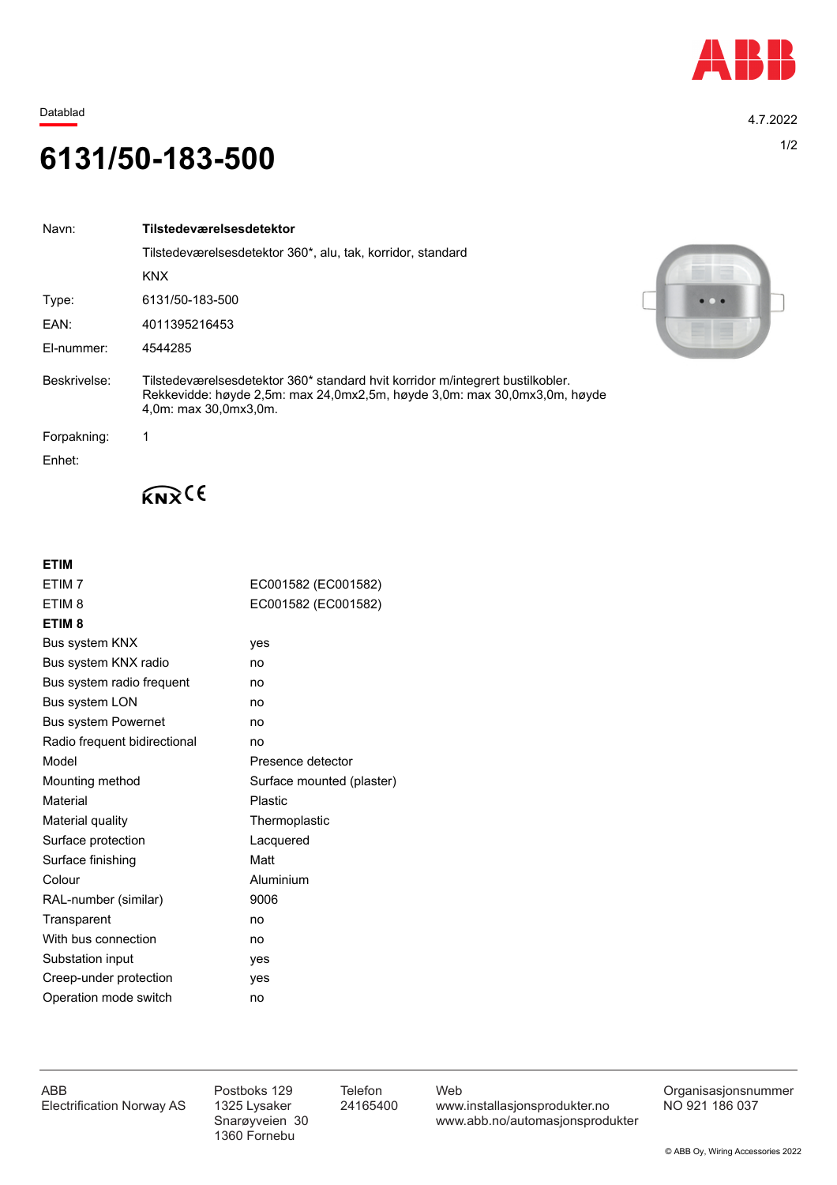Datablad

4.7.2022

# 6131/50-183-500

| | |
|---|---|
| Navn: | **Tilstedeværelsesdetektor** |
| | Tilstedeværelsesdetektor 360*, alu, tak, korridor, standard |
| | KNX |
| Type: | 6131/50-183-500 |
| EAN: | 4011395216453 |
| El-nummer: | 4544285 |
| Beskrivelse: | Tilstedeværelsesdetektor 360* standard hvit korridor m/integrert bustilkobler. Rekkevidde: høyde 2,5m: max 24,0mx2,5m, høyde 3,0m: max 30,0mx3,0m, høyde 4,0m: max 30,0mx3,0m. |
| Forpakning: | 1 |
| Enhet: | |

KNX CE

**ETIM**

| | |
|---|---|
| ETIM 7 | EC001582 (EC001582) |
| ETIM 8 | EC001582 (EC001582) |

**ETIM 8**

| | |
|---|---|
| Bus system KNX | yes |
| Bus system KNX radio | no |
| Bus system radio frequent | no |
| Bus system LON | no |
| Bus system Powernet | no |
| Radio frequent bidirectional | no |
| Model | Presence detector |
| Mounting method | Surface mounted (plaster) |
| Material | Plastic |
| Material quality | Thermoplastic |
| Surface protection | Lacquered |
| Surface finishing | Matt |
| Colour | Aluminium |
| RAL-number (similar) | 9006 |
| Transparent | no |
| With bus connection | no |
| Substation input | yes |
| Creep-under protection | yes |
| Operation mode switch | no |

ABB
Electrification Norway AS

Postboks 129
1325 Lysaker
Snarøyveien 30
1360 Fornebu

Telefon
24165400

Web
www.installasjonsprodukter.no
www.abb.no/automasjonsprodukter

Organisasjonsnummer
NO 921 186 037

© ABB Oy, Wiring Accessories 2022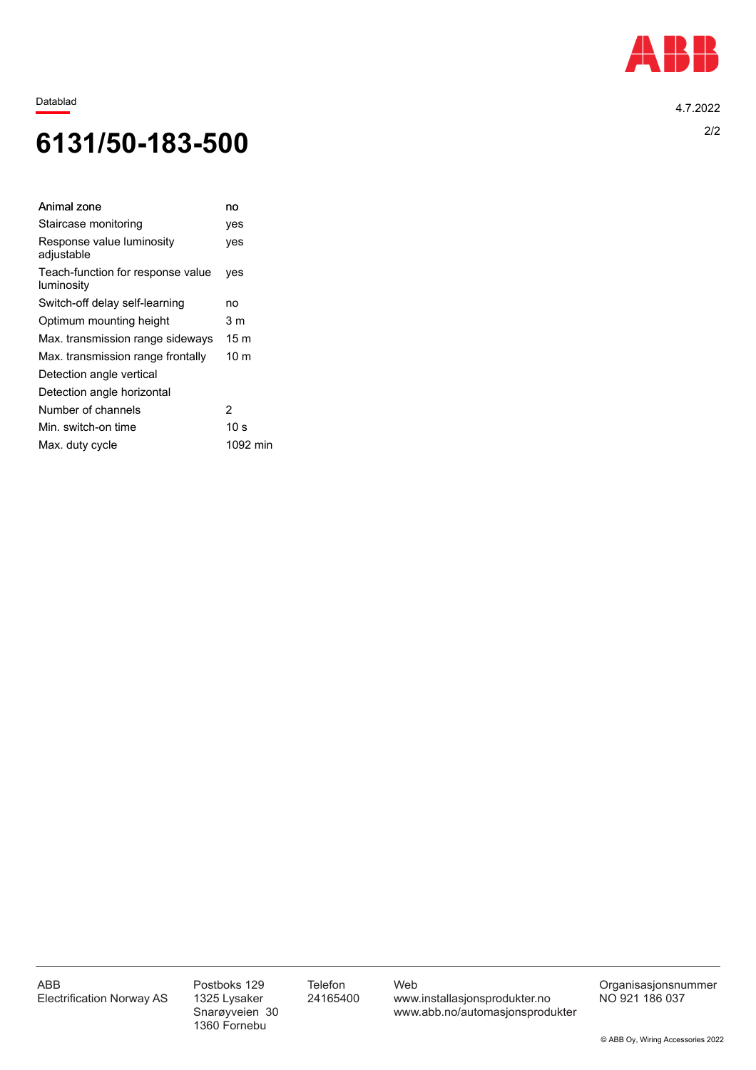Datablad

4.7.2022

# 6131/50-183-500

| | |
|---|---|
| Animal zone | no |
| Staircase monitoring | yes |
| Response value luminosity adjustable | yes |
| Teach-function for response value luminosity | yes |
| Switch-off delay self-learning | no |
| Optimum mounting height | 3 m |
| Max. transmission range sideways | 15 m |
| Max. transmission range frontally | 10 m |
| Detection angle vertical | |
| Detection angle horizontal | |
| Number of channels | 2 |
| Min. switch-on time | 10 s |
| Max. duty cycle | 1092 min |

ABB
Electrification Norway AS

Postboks 129
1325 Lysaker
Snarøyveien 30
1360 Fornebu

Telefon
24165400

Web
www.installasjonsprodukter.no
www.abb.no/automasjonsprodukter

Organisasjonsnummer
NO 921 186 037

© ABB Oy, Wiring Accessories 2022